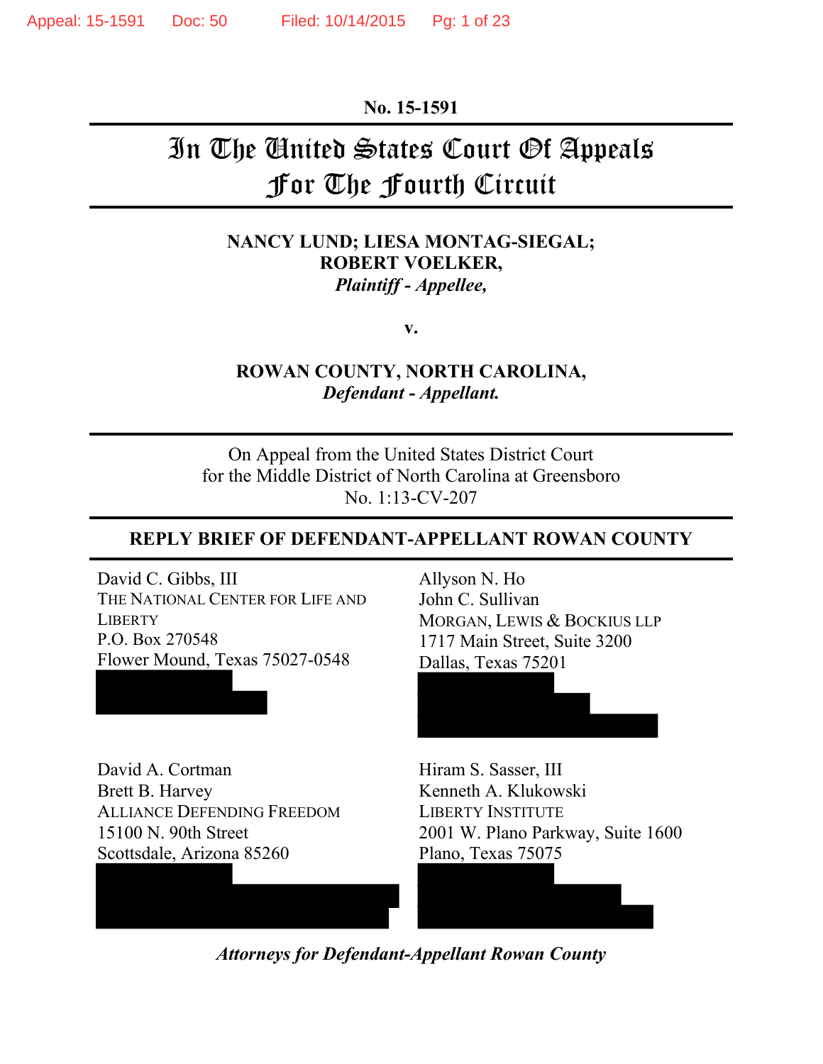**No. 15-1591**

# In The United States Court Of Appeals For The Fourth Circuit

**NANCY LUND; LIESA MONTAG-SIEGAL; ROBERT VOELKER,**
***Plaintiff - Appellee,***

**v.**

**ROWAN COUNTY, NORTH CAROLINA,**
***Defendant - Appellant.***

On Appeal from the United States District Court
for the Middle District of North Carolina at Greensboro
No. 1:13-CV-207

**REPLY BRIEF OF DEFENDANT-APPELLANT ROWAN COUNTY**

David C. Gibbs, III
THE NATIONAL CENTER FOR LIFE AND LIBERTY
P.O. Box 270548
Flower Mound, Texas 75027-0548

Allyson N. Ho
John C. Sullivan
MORGAN, LEWIS & BOCKIUS LLP
1717 Main Street, Suite 3200
Dallas, Texas 75201

David A. Cortman
Brett B. Harvey
ALLIANCE DEFENDING FREEDOM
15100 N. 90th Street
Scottsdale, Arizona 85260

Hiram S. Sasser, III
Kenneth A. Klukowski
LIBERTY INSTITUTE
2001 W. Plano Parkway, Suite 1600
Plano, Texas 75075

***Attorneys for Defendant-Appellant Rowan County***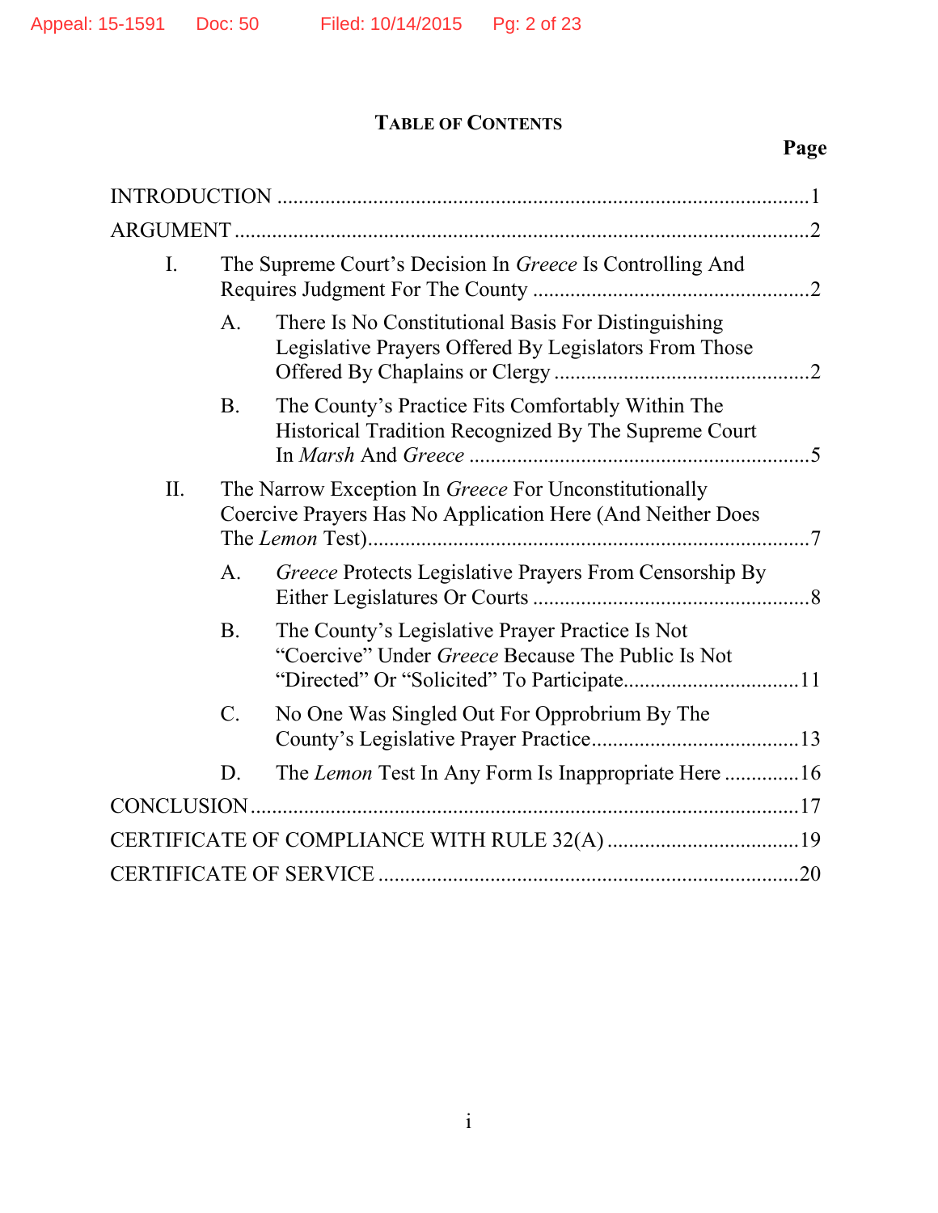## TABLE OF CONTENTS

Page

INTRODUCTION .................................................................................................1

ARGUMENT ........................................................................................................2

I. The Supreme Court's Decision In *Greece* Is Controlling And Requires Judgment For The County ....................................................2

   A. There Is No Constitutional Basis For Distinguishing Legislative Prayers Offered By Legislators From Those Offered By Chaplains or Clergy ...............................................2

   B. The County's Practice Fits Comfortably Within The Historical Tradition Recognized By The Supreme Court In *Marsh* And *Greece* ................................................................5

II. The Narrow Exception In *Greece* For Unconstitutionally Coercive Prayers Has No Application Here (And Neither Does The *Lemon* Test)..................................................................................7

   A. *Greece* Protects Legislative Prayers From Censorship By Either Legislatures Or Courts ...................................................8

   B. The County's Legislative Prayer Practice Is Not "Coercive" Under *Greece* Because The Public Is Not "Directed" Or "Solicited" To Participate.................................11

   C. No One Was Singled Out For Opprobrium By The County's Legislative Prayer Practice......................................13

   D. The *Lemon* Test In Any Form Is Inappropriate Here ..............16

CONCLUSION ....................................................................................................17

CERTIFICATE OF COMPLIANCE WITH RULE 32(A) ...................................19

CERTIFICATE OF SERVICE .............................................................................20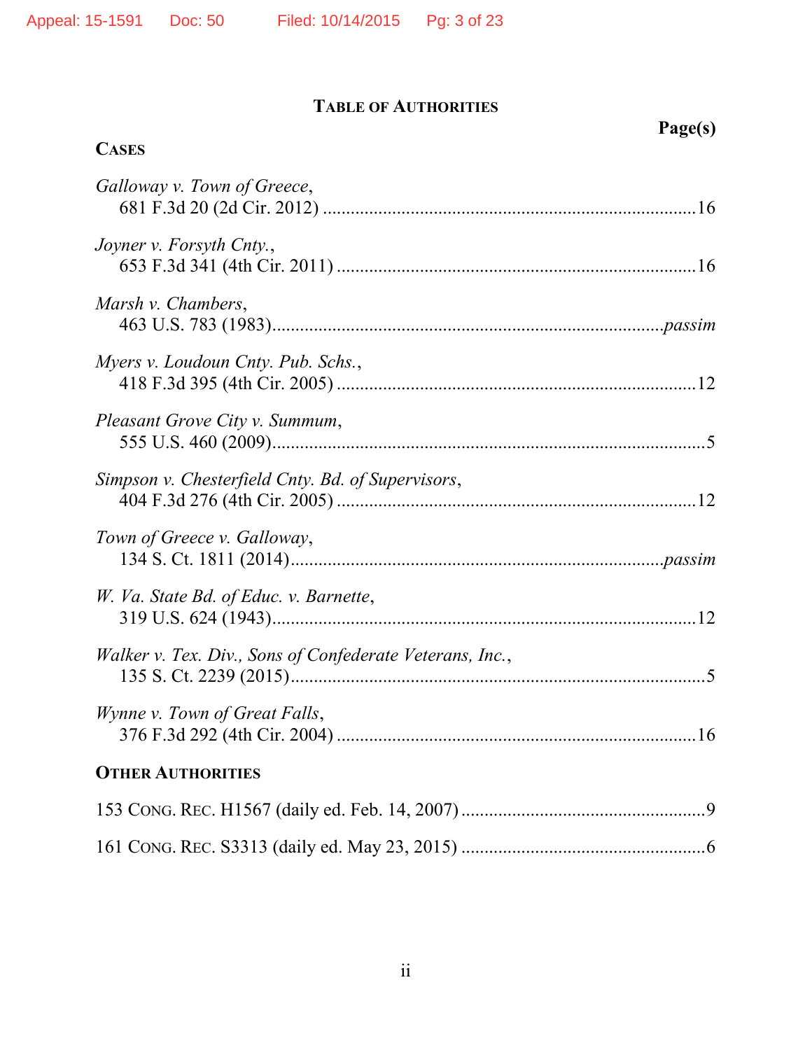# TABLE OF AUTHORITIES

**Page(s)**

## CASES

*Galloway v. Town of Greece*,
681 F.3d 20 (2d Cir. 2012) ....................................................................................16

*Joyner v. Forsyth Cnty.*,
653 F.3d 341 (4th Cir. 2011) ..................................................................................16

*Marsh v. Chambers*,
463 U.S. 783 (1983)....................................................................................*passim*

*Myers v. Loudoun Cnty. Pub. Schs.*,
418 F.3d 395 (4th Cir. 2005) ..................................................................................12

*Pleasant Grove City v. Summum*,
555 U.S. 460 (2009)...................................................................................................5

*Simpson v. Chesterfield Cnty. Bd. of Supervisors*,
404 F.3d 276 (4th Cir. 2005) ..................................................................................12

*Town of Greece v. Galloway*,
134 S. Ct. 1811 (2014)...........................................................................*passim*

*W. Va. State Bd. of Educ. v. Barnette*,
319 U.S. 624 (1943).................................................................................................12

*Walker v. Tex. Div., Sons of Confederate Veterans, Inc.*,
135 S. Ct. 2239 (2015)...............................................................................................5

*Wynne v. Town of Great Falls*,
376 F.3d 292 (4th Cir. 2004) ..................................................................................16

## OTHER AUTHORITIES

153 CONG. REC. H1567 (daily ed. Feb. 14, 2007) ......................................................9

161 CONG. REC. S3313 (daily ed. May 23, 2015) ......................................................6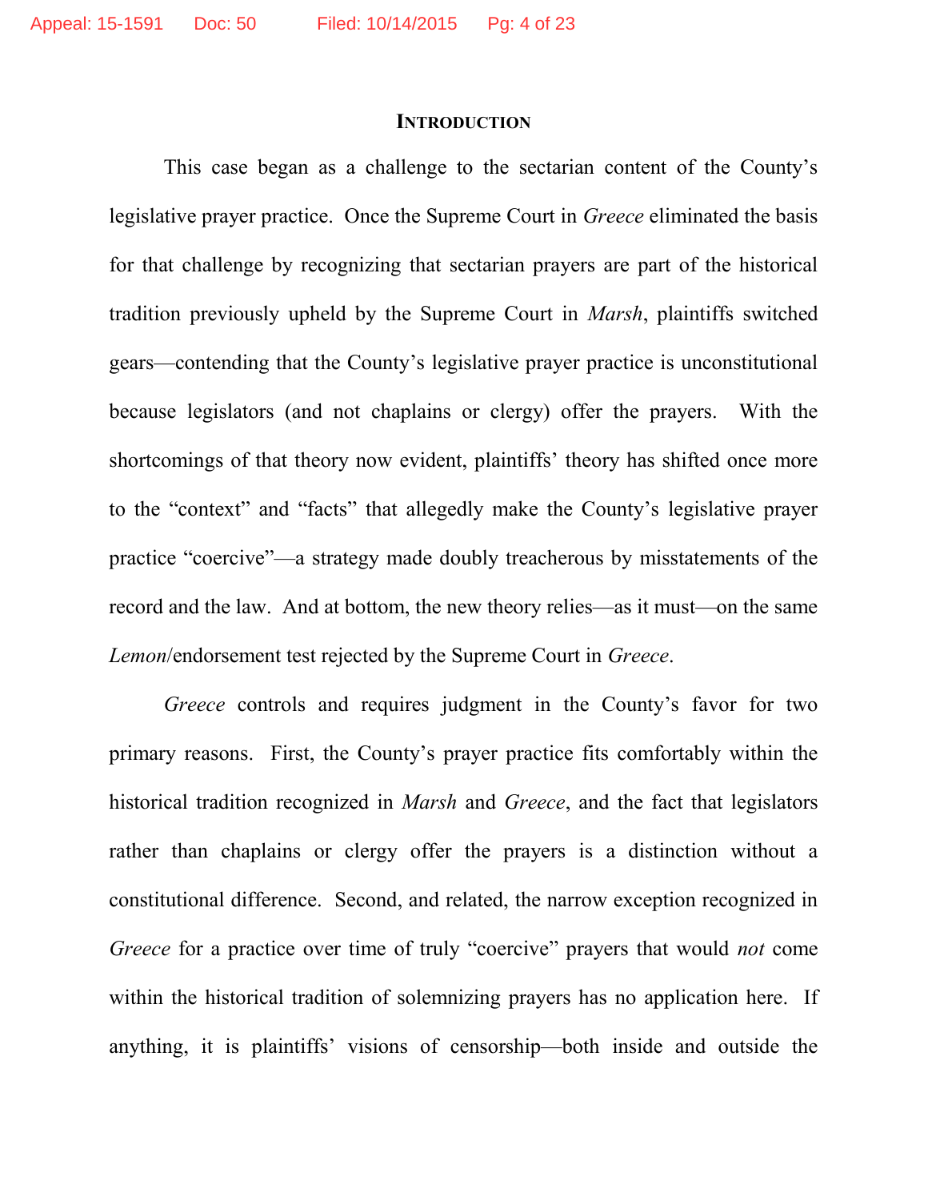# INTRODUCTION

This case began as a challenge to the sectarian content of the County's legislative prayer practice. Once the Supreme Court in *Greece* eliminated the basis for that challenge by recognizing that sectarian prayers are part of the historical tradition previously upheld by the Supreme Court in *Marsh*, plaintiffs switched gears—contending that the County's legislative prayer practice is unconstitutional because legislators (and not chaplains or clergy) offer the prayers. With the shortcomings of that theory now evident, plaintiffs' theory has shifted once more to the "context" and "facts" that allegedly make the County's legislative prayer practice "coercive"—a strategy made doubly treacherous by misstatements of the record and the law. And at bottom, the new theory relies—as it must—on the same *Lemon*/endorsement test rejected by the Supreme Court in *Greece*.

*Greece* controls and requires judgment in the County's favor for two primary reasons. First, the County's prayer practice fits comfortably within the historical tradition recognized in *Marsh* and *Greece*, and the fact that legislators rather than chaplains or clergy offer the prayers is a distinction without a constitutional difference. Second, and related, the narrow exception recognized in *Greece* for a practice over time of truly "coercive" prayers that would *not* come within the historical tradition of solemnizing prayers has no application here. If anything, it is plaintiffs' visions of censorship—both inside and outside the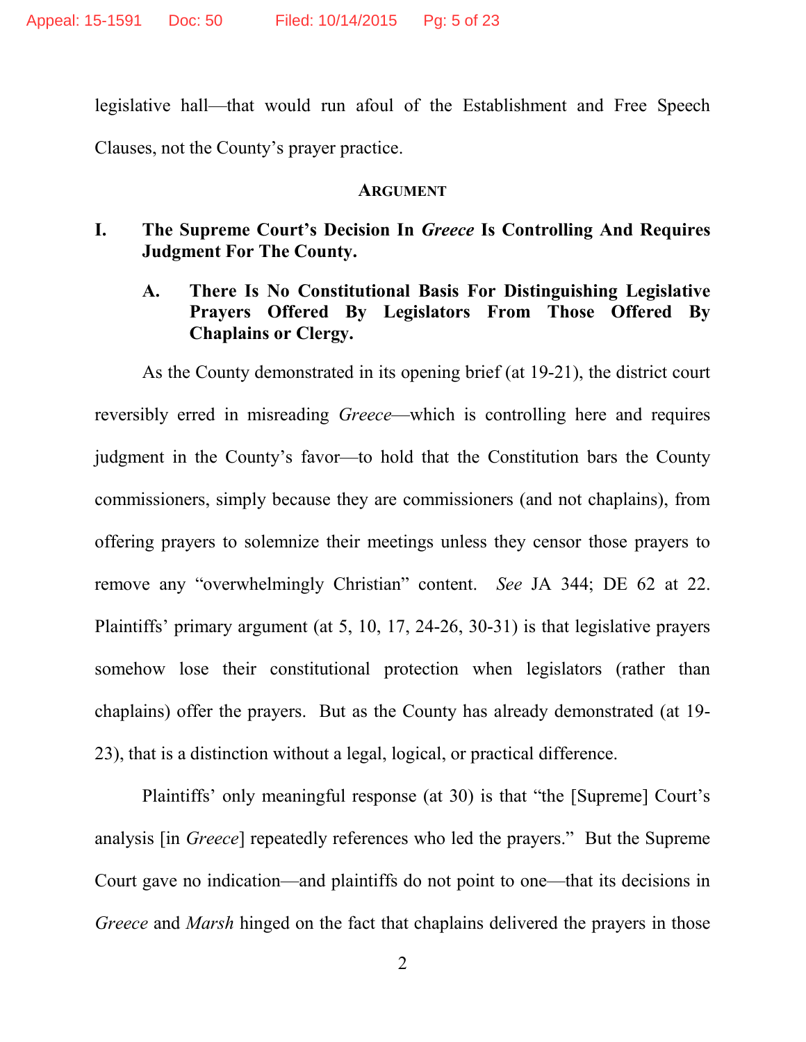legislative hall—that would run afoul of the Establishment and Free Speech Clauses, not the County's prayer practice.

## ARGUMENT

### I. The Supreme Court's Decision In *Greece* Is Controlling And Requires Judgment For The County.

#### A. There Is No Constitutional Basis For Distinguishing Legislative Prayers Offered By Legislators From Those Offered By Chaplains or Clergy.

As the County demonstrated in its opening brief (at 19-21), the district court reversibly erred in misreading *Greece*—which is controlling here and requires judgment in the County's favor—to hold that the Constitution bars the County commissioners, simply because they are commissioners (and not chaplains), from offering prayers to solemnize their meetings unless they censor those prayers to remove any "overwhelmingly Christian" content. *See* JA 344; DE 62 at 22. Plaintiffs' primary argument (at 5, 10, 17, 24-26, 30-31) is that legislative prayers somehow lose their constitutional protection when legislators (rather than chaplains) offer the prayers. But as the County has already demonstrated (at 19-23), that is a distinction without a legal, logical, or practical difference.

Plaintiffs' only meaningful response (at 30) is that "the [Supreme] Court's analysis [in *Greece*] repeatedly references who led the prayers." But the Supreme Court gave no indication—and plaintiffs do not point to one—that its decisions in *Greece* and *Marsh* hinged on the fact that chaplains delivered the prayers in those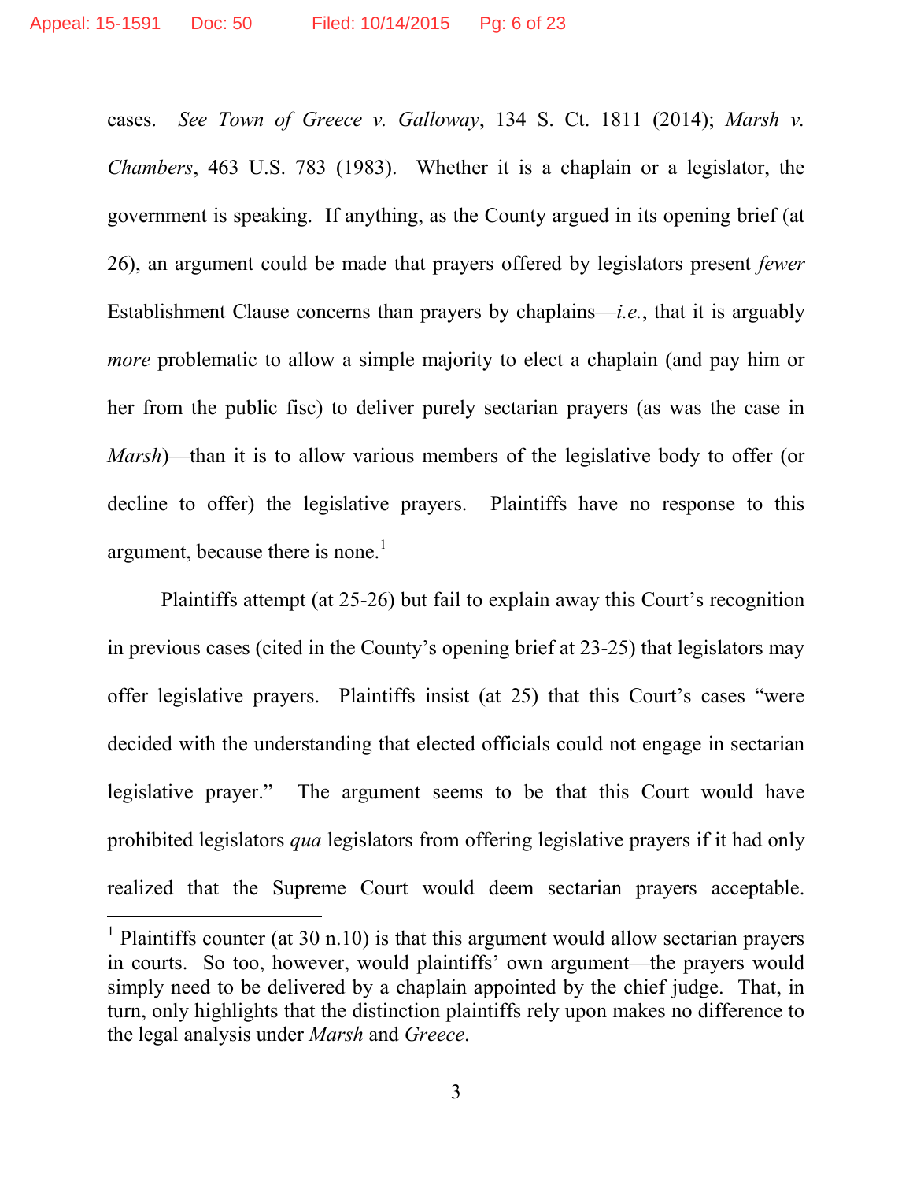cases. *See Town of Greece v. Galloway*, 134 S. Ct. 1811 (2014); *Marsh v. Chambers*, 463 U.S. 783 (1983). Whether it is a chaplain or a legislator, the government is speaking. If anything, as the County argued in its opening brief (at 26), an argument could be made that prayers offered by legislators present *fewer* Establishment Clause concerns than prayers by chaplains—*i.e.*, that it is arguably *more* problematic to allow a simple majority to elect a chaplain (and pay him or her from the public fisc) to deliver purely sectarian prayers (as was the case in *Marsh*)—than it is to allow various members of the legislative body to offer (or decline to offer) the legislative prayers. Plaintiffs have no response to this argument, because there is none.[1]

Plaintiffs attempt (at 25-26) but fail to explain away this Court's recognition in previous cases (cited in the County's opening brief at 23-25) that legislators may offer legislative prayers. Plaintiffs insist (at 25) that this Court's cases "were decided with the understanding that elected officials could not engage in sectarian legislative prayer." The argument seems to be that this Court would have prohibited legislators *qua* legislators from offering legislative prayers if it had only realized that the Supreme Court would deem sectarian prayers acceptable.

[1] Plaintiffs counter (at 30 n.10) is that this argument would allow sectarian prayers in courts. So too, however, would plaintiffs' own argument—the prayers would simply need to be delivered by a chaplain appointed by the chief judge. That, in turn, only highlights that the distinction plaintiffs rely upon makes no difference to the legal analysis under *Marsh* and *Greece*.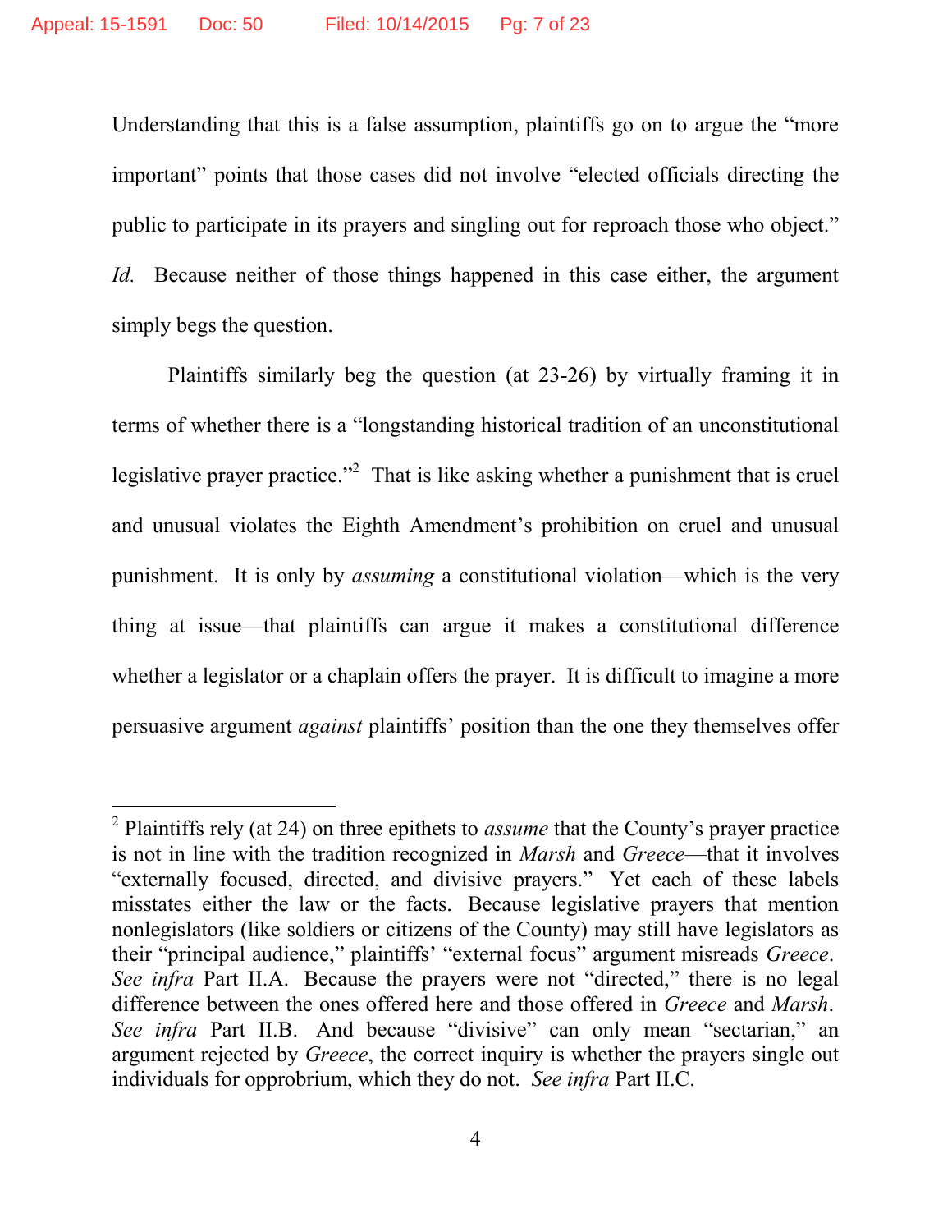Understanding that this is a false assumption, plaintiffs go on to argue the "more important" points that those cases did not involve "elected officials directing the public to participate in its prayers and singling out for reproach those who object." *Id.* Because neither of those things happened in this case either, the argument simply begs the question.

Plaintiffs similarly beg the question (at 23-26) by virtually framing it in terms of whether there is a "longstanding historical tradition of an unconstitutional legislative prayer practice."[2] That is like asking whether a punishment that is cruel and unusual violates the Eighth Amendment's prohibition on cruel and unusual punishment. It is only by *assuming* a constitutional violation—which is the very thing at issue—that plaintiffs can argue it makes a constitutional difference whether a legislator or a chaplain offers the prayer. It is difficult to imagine a more persuasive argument *against* plaintiffs' position than the one they themselves offer

---

[2] Plaintiffs rely (at 24) on three epithets to *assume* that the County's prayer practice is not in line with the tradition recognized in *Marsh* and *Greece*—that it involves "externally focused, directed, and divisive prayers." Yet each of these labels misstates either the law or the facts. Because legislative prayers that mention nonlegislators (like soldiers or citizens of the County) may still have legislators as their "principal audience," plaintiffs' "external focus" argument misreads *Greece*. *See infra* Part II.A. Because the prayers were not "directed," there is no legal difference between the ones offered here and those offered in *Greece* and *Marsh*. *See infra* Part II.B. And because "divisive" can only mean "sectarian," an argument rejected by *Greece*, the correct inquiry is whether the prayers single out individuals for opprobrium, which they do not. *See infra* Part II.C.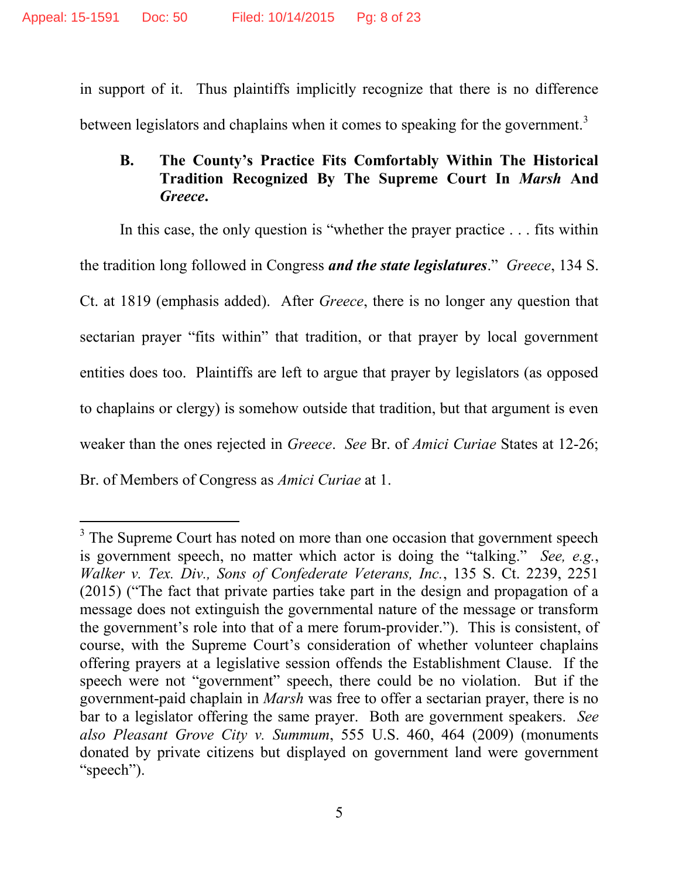in support of it. Thus plaintiffs implicitly recognize that there is no difference between legislators and chaplains when it comes to speaking for the government.[3]

### B. The County's Practice Fits Comfortably Within The Historical Tradition Recognized By The Supreme Court In *Marsh* And *Greece*.

In this case, the only question is "whether the prayer practice . . . fits within the tradition long followed in Congress ***and the state legislatures***." *Greece*, 134 S. Ct. at 1819 (emphasis added). After *Greece*, there is no longer any question that sectarian prayer "fits within" that tradition, or that prayer by local government entities does too. Plaintiffs are left to argue that prayer by legislators (as opposed to chaplains or clergy) is somehow outside that tradition, but that argument is even weaker than the ones rejected in *Greece*. *See* Br. of *Amici Curiae* States at 12-26; Br. of Members of Congress as *Amici Curiae* at 1.

---

[3] The Supreme Court has noted on more than one occasion that government speech is government speech, no matter which actor is doing the "talking." *See, e.g.*, *Walker v. Tex. Div., Sons of Confederate Veterans, Inc.*, 135 S. Ct. 2239, 2251 (2015) ("The fact that private parties take part in the design and propagation of a message does not extinguish the governmental nature of the message or transform the government's role into that of a mere forum-provider."). This is consistent, of course, with the Supreme Court's consideration of whether volunteer chaplains offering prayers at a legislative session offends the Establishment Clause. If the speech were not "government" speech, there could be no violation. But if the government-paid chaplain in *Marsh* was free to offer a sectarian prayer, there is no bar to a legislator offering the same prayer. Both are government speakers. *See also Pleasant Grove City v. Summum*, 555 U.S. 460, 464 (2009) (monuments donated by private citizens but displayed on government land were government "speech").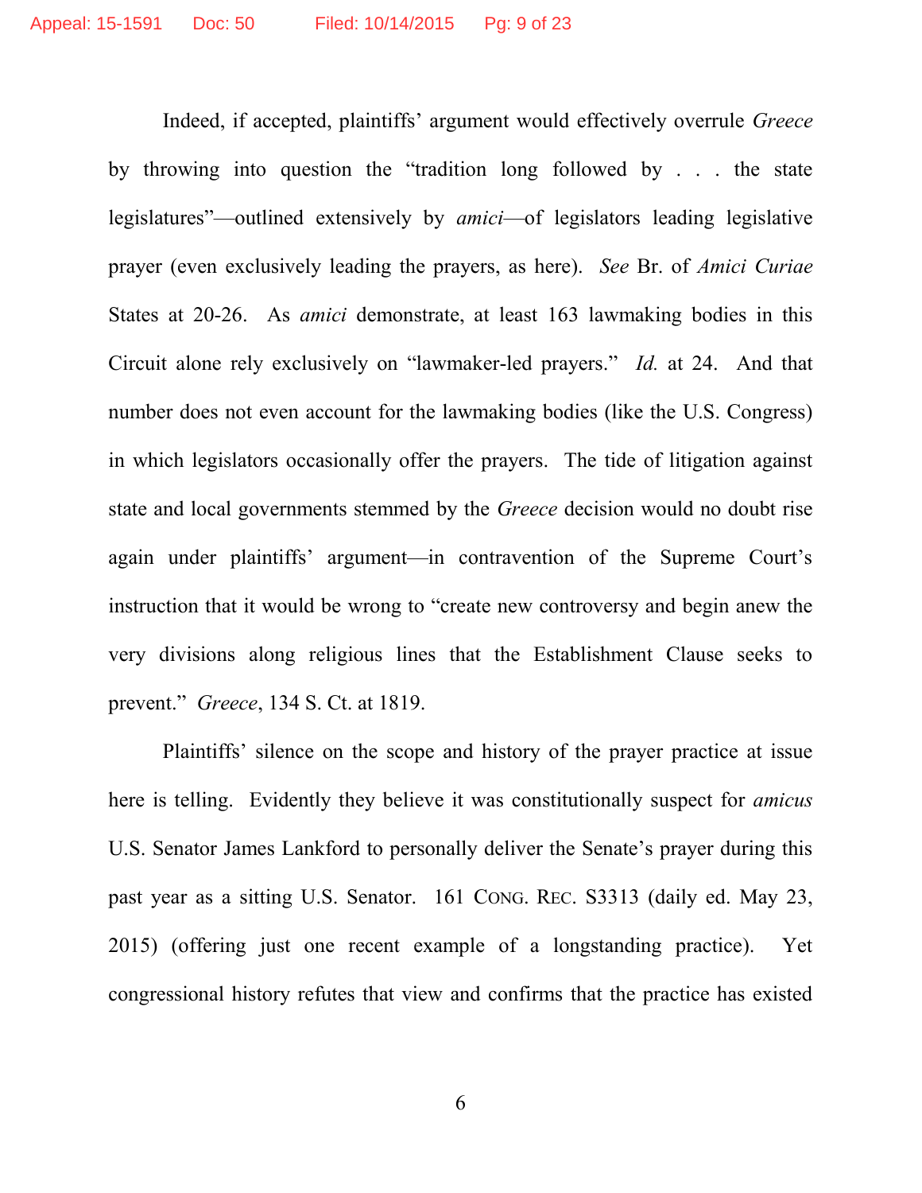Indeed, if accepted, plaintiffs' argument would effectively overrule *Greece* by throwing into question the "tradition long followed by . . . the state legislatures"—outlined extensively by *amici*—of legislators leading legislative prayer (even exclusively leading the prayers, as here). *See* Br. of *Amici Curiae* States at 20-26. As *amici* demonstrate, at least 163 lawmaking bodies in this Circuit alone rely exclusively on "lawmaker-led prayers." *Id.* at 24. And that number does not even account for the lawmaking bodies (like the U.S. Congress) in which legislators occasionally offer the prayers. The tide of litigation against state and local governments stemmed by the *Greece* decision would no doubt rise again under plaintiffs' argument—in contravention of the Supreme Court's instruction that it would be wrong to "create new controversy and begin anew the very divisions along religious lines that the Establishment Clause seeks to prevent." *Greece*, 134 S. Ct. at 1819.

Plaintiffs' silence on the scope and history of the prayer practice at issue here is telling. Evidently they believe it was constitutionally suspect for *amicus* U.S. Senator James Lankford to personally deliver the Senate's prayer during this past year as a sitting U.S. Senator. 161 CONG. REC. S3313 (daily ed. May 23, 2015) (offering just one recent example of a longstanding practice). Yet congressional history refutes that view and confirms that the practice has existed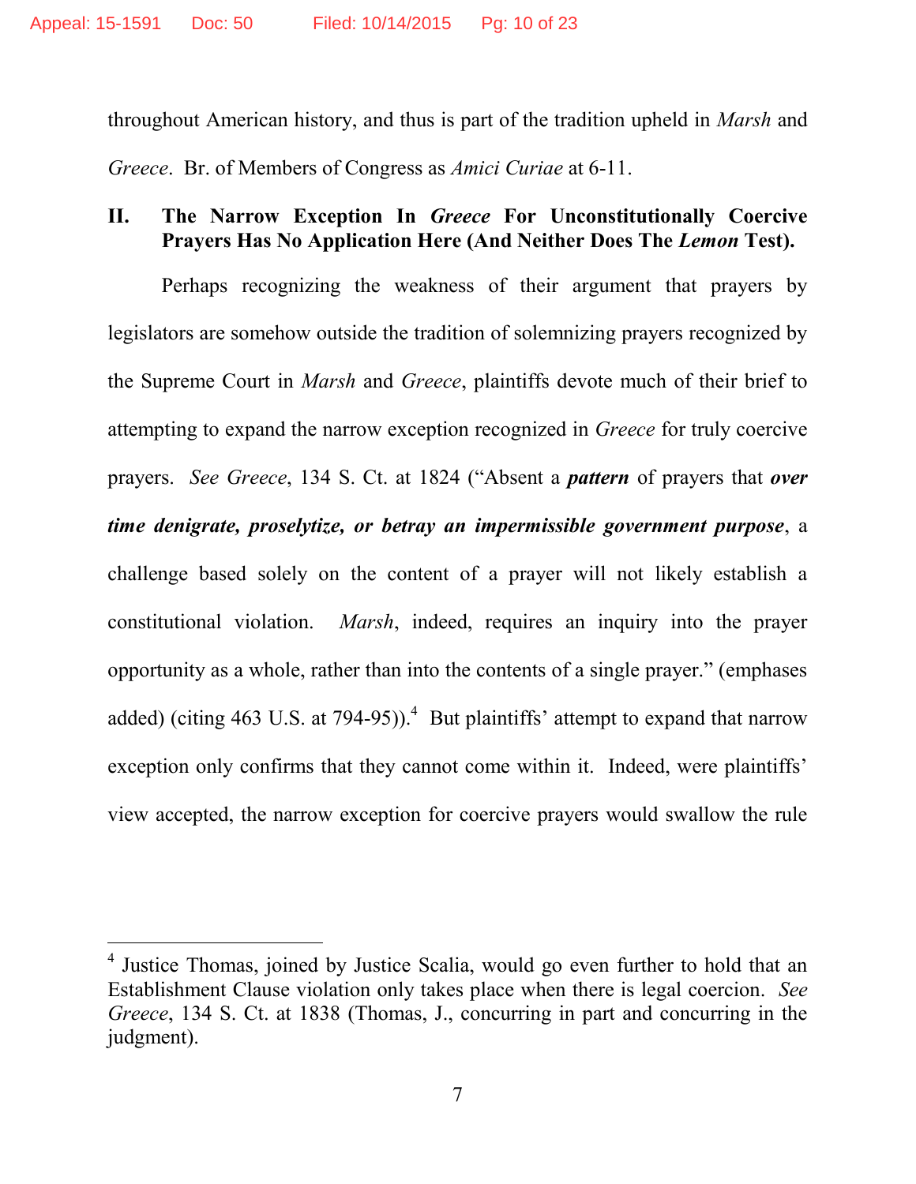throughout American history, and thus is part of the tradition upheld in *Marsh* and *Greece*. Br. of Members of Congress as *Amici Curiae* at 6-11.

## II. The Narrow Exception In *Greece* For Unconstitutionally Coercive Prayers Has No Application Here (And Neither Does The *Lemon* Test).

Perhaps recognizing the weakness of their argument that prayers by legislators are somehow outside the tradition of solemnizing prayers recognized by the Supreme Court in *Marsh* and *Greece*, plaintiffs devote much of their brief to attempting to expand the narrow exception recognized in *Greece* for truly coercive prayers. *See Greece*, 134 S. Ct. at 1824 ("Absent a ***pattern*** of prayers that ***over time denigrate, proselytize, or betray an impermissible government purpose***, a challenge based solely on the content of a prayer will not likely establish a constitutional violation. *Marsh*, indeed, requires an inquiry into the prayer opportunity as a whole, rather than into the contents of a single prayer." (emphases added) (citing 463 U.S. at 794-95)).[4] But plaintiffs' attempt to expand that narrow exception only confirms that they cannot come within it. Indeed, were plaintiffs' view accepted, the narrow exception for coercive prayers would swallow the rule

---

[4] Justice Thomas, joined by Justice Scalia, would go even further to hold that an Establishment Clause violation only takes place when there is legal coercion. *See Greece*, 134 S. Ct. at 1838 (Thomas, J., concurring in part and concurring in the judgment).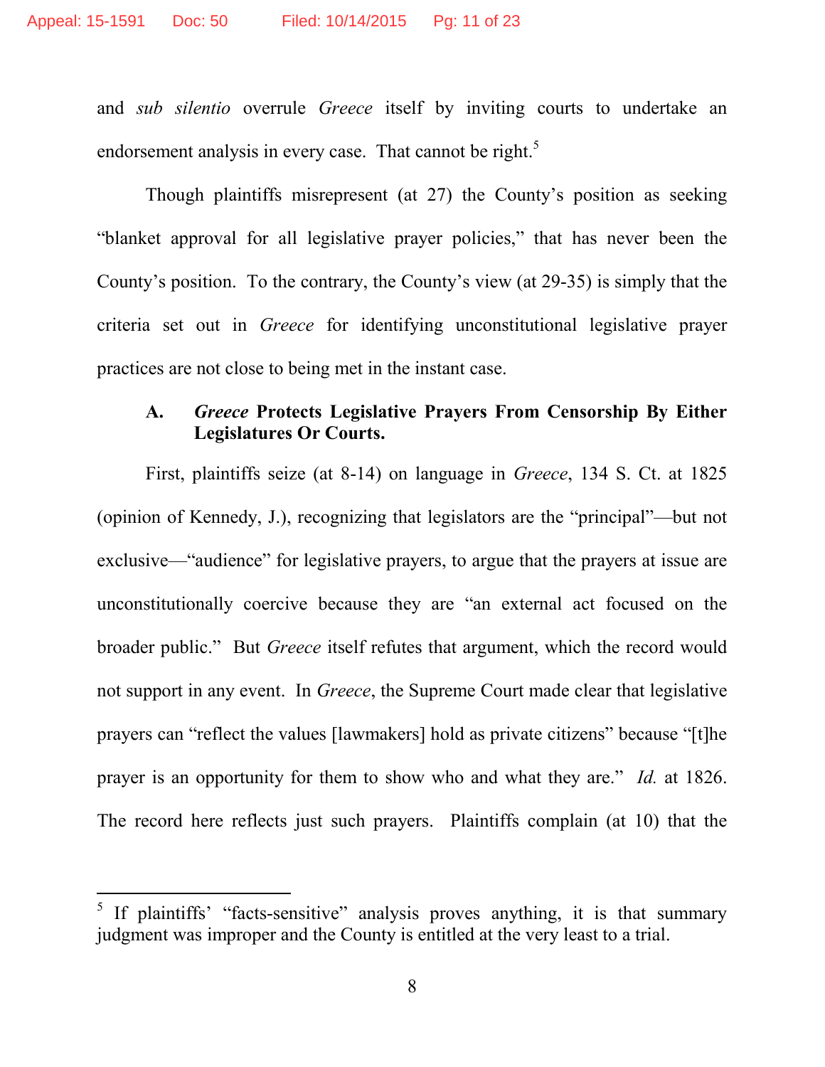and *sub silentio* overrule *Greece* itself by inviting courts to undertake an endorsement analysis in every case. That cannot be right.[5]

Though plaintiffs misrepresent (at 27) the County's position as seeking "blanket approval for all legislative prayer policies," that has never been the County's position. To the contrary, the County's view (at 29-35) is simply that the criteria set out in *Greece* for identifying unconstitutional legislative prayer practices are not close to being met in the instant case.

### A. *Greece* Protects Legislative Prayers From Censorship By Either Legislatures Or Courts.

First, plaintiffs seize (at 8-14) on language in *Greece*, 134 S. Ct. at 1825 (opinion of Kennedy, J.), recognizing that legislators are the "principal"—but not exclusive—"audience" for legislative prayers, to argue that the prayers at issue are unconstitutionally coercive because they are "an external act focused on the broader public." But *Greece* itself refutes that argument, which the record would not support in any event. In *Greece*, the Supreme Court made clear that legislative prayers can "reflect the values [lawmakers] hold as private citizens" because "[t]he prayer is an opportunity for them to show who and what they are." *Id.* at 1826. The record here reflects just such prayers. Plaintiffs complain (at 10) that the

[5] If plaintiffs' "facts-sensitive" analysis proves anything, it is that summary judgment was improper and the County is entitled at the very least to a trial.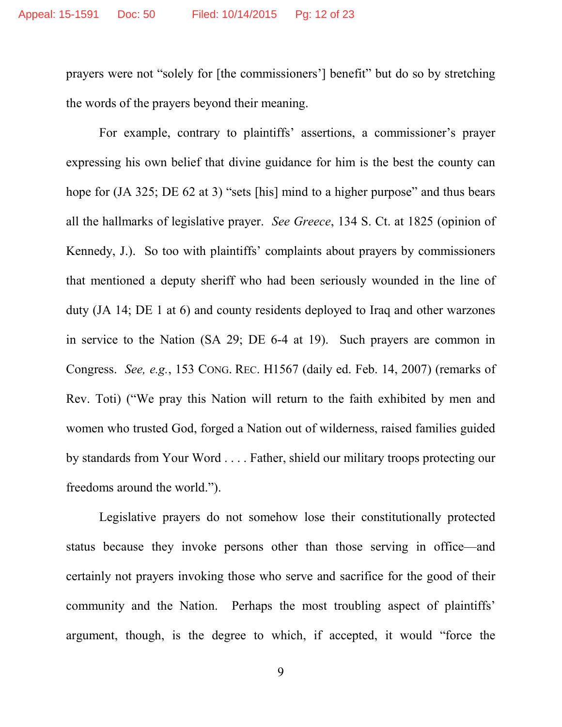prayers were not "solely for [the commissioners'] benefit" but do so by stretching the words of the prayers beyond their meaning.

For example, contrary to plaintiffs' assertions, a commissioner's prayer expressing his own belief that divine guidance for him is the best the county can hope for (JA 325; DE 62 at 3) "sets [his] mind to a higher purpose" and thus bears all the hallmarks of legislative prayer. *See Greece*, 134 S. Ct. at 1825 (opinion of Kennedy, J.). So too with plaintiffs' complaints about prayers by commissioners that mentioned a deputy sheriff who had been seriously wounded in the line of duty (JA 14; DE 1 at 6) and county residents deployed to Iraq and other warzones in service to the Nation (SA 29; DE 6-4 at 19). Such prayers are common in Congress. *See, e.g.*, 153 CONG. REC. H1567 (daily ed. Feb. 14, 2007) (remarks of Rev. Toti) ("We pray this Nation will return to the faith exhibited by men and women who trusted God, forged a Nation out of wilderness, raised families guided by standards from Your Word . . . . Father, shield our military troops protecting our freedoms around the world.").

Legislative prayers do not somehow lose their constitutionally protected status because they invoke persons other than those serving in office—and certainly not prayers invoking those who serve and sacrifice for the good of their community and the Nation. Perhaps the most troubling aspect of plaintiffs' argument, though, is the degree to which, if accepted, it would "force the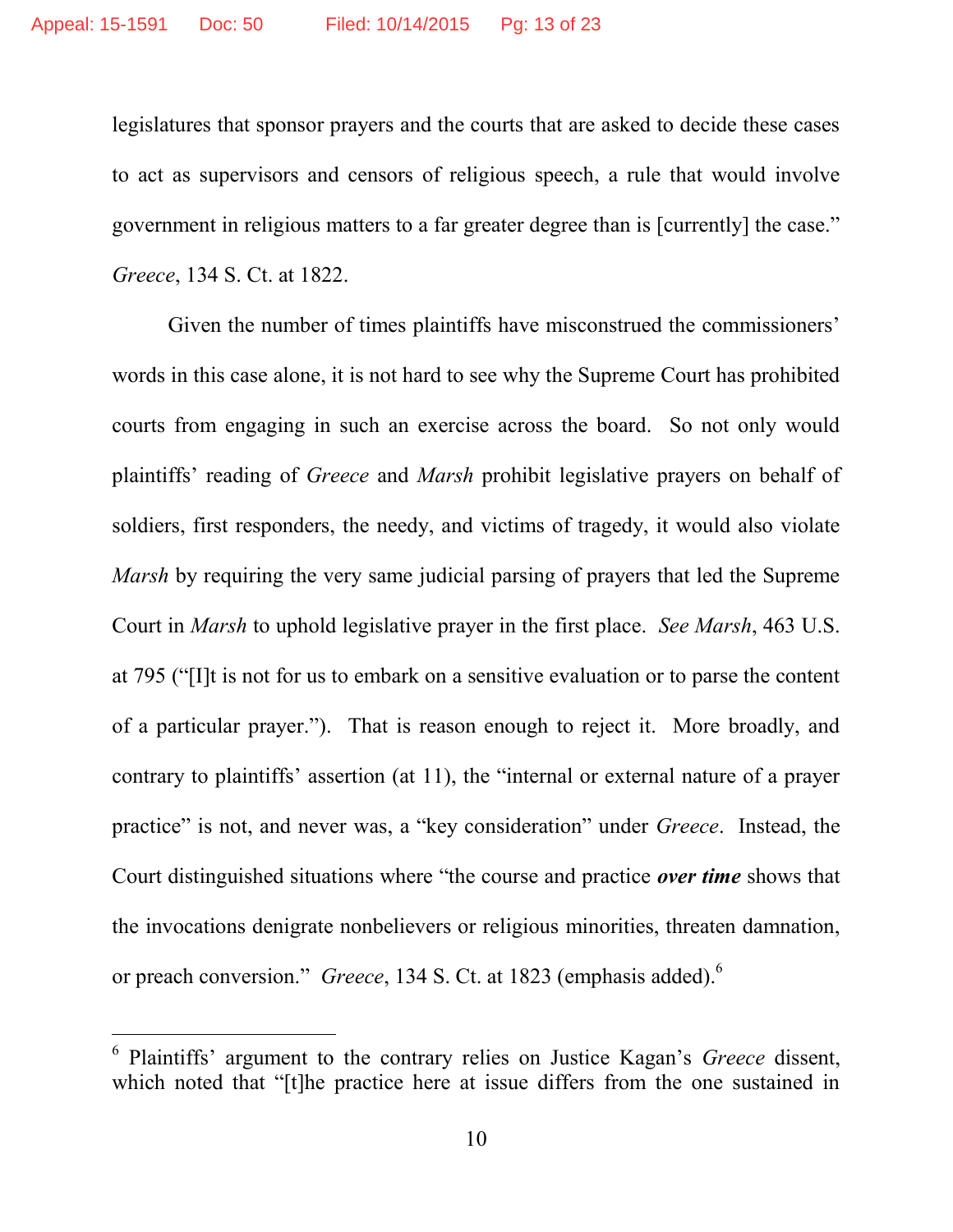legislatures that sponsor prayers and the courts that are asked to decide these cases to act as supervisors and censors of religious speech, a rule that would involve government in religious matters to a far greater degree than is [currently] the case." *Greece*, 134 S. Ct. at 1822.

Given the number of times plaintiffs have misconstrued the commissioners' words in this case alone, it is not hard to see why the Supreme Court has prohibited courts from engaging in such an exercise across the board. So not only would plaintiffs' reading of *Greece* and *Marsh* prohibit legislative prayers on behalf of soldiers, first responders, the needy, and victims of tragedy, it would also violate *Marsh* by requiring the very same judicial parsing of prayers that led the Supreme Court in *Marsh* to uphold legislative prayer in the first place. *See Marsh*, 463 U.S. at 795 ("[I]t is not for us to embark on a sensitive evaluation or to parse the content of a particular prayer."). That is reason enough to reject it. More broadly, and contrary to plaintiffs' assertion (at 11), the "internal or external nature of a prayer practice" is not, and never was, a "key consideration" under *Greece*. Instead, the Court distinguished situations where "the course and practice ***over time*** shows that the invocations denigrate nonbelievers or religious minorities, threaten damnation, or preach conversion." *Greece*, 134 S. Ct. at 1823 (emphasis added).[6]

---

[6] Plaintiffs' argument to the contrary relies on Justice Kagan's *Greece* dissent, which noted that "[t]he practice here at issue differs from the one sustained in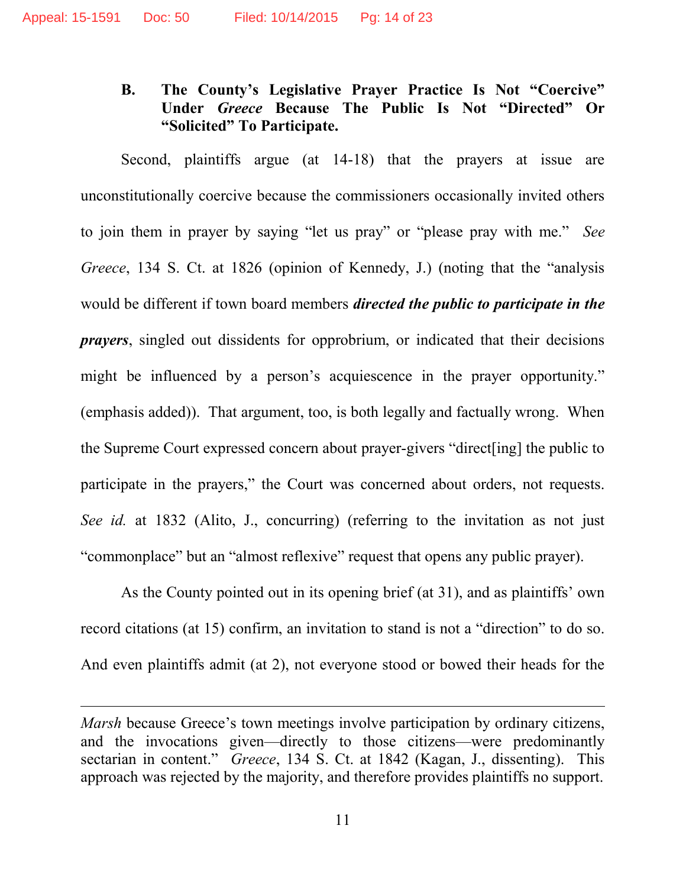### B. The County's Legislative Prayer Practice Is Not "Coercive" Under *Greece* Because The Public Is Not "Directed" Or "Solicited" To Participate.

Second, plaintiffs argue (at 14-18) that the prayers at issue are unconstitutionally coercive because the commissioners occasionally invited others to join them in prayer by saying "let us pray" or "please pray with me." *See Greece*, 134 S. Ct. at 1826 (opinion of Kennedy, J.) (noting that the "analysis would be different if town board members ***directed the public to participate in the prayers***, singled out dissidents for opprobrium, or indicated that their decisions might be influenced by a person's acquiescence in the prayer opportunity." (emphasis added)). That argument, too, is both legally and factually wrong. When the Supreme Court expressed concern about prayer-givers "direct[ing] the public to participate in the prayers," the Court was concerned about orders, not requests. *See id.* at 1832 (Alito, J., concurring) (referring to the invitation as not just "commonplace" but an "almost reflexive" request that opens any public prayer).

As the County pointed out in its opening brief (at 31), and as plaintiffs' own record citations (at 15) confirm, an invitation to stand is not a "direction" to do so. And even plaintiffs admit (at 2), not everyone stood or bowed their heads for the

---

*Marsh* because Greece's town meetings involve participation by ordinary citizens, and the invocations given—directly to those citizens—were predominantly sectarian in content." *Greece*, 134 S. Ct. at 1842 (Kagan, J., dissenting). This approach was rejected by the majority, and therefore provides plaintiffs no support.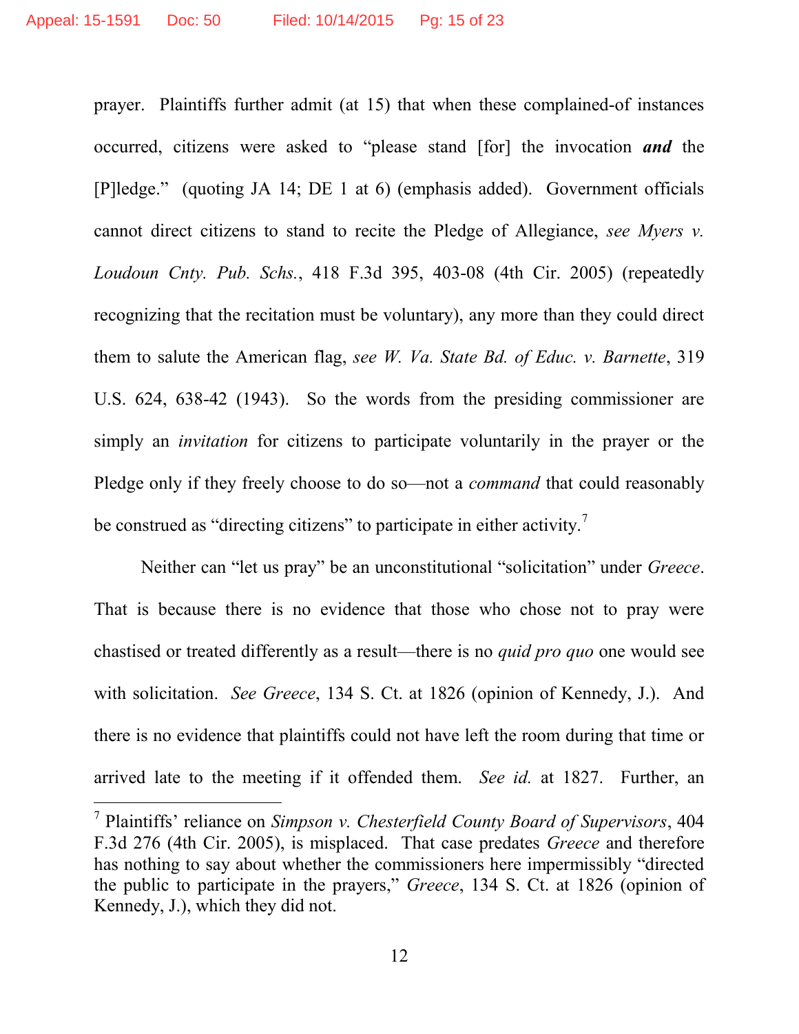prayer. Plaintiffs further admit (at 15) that when these complained-of instances occurred, citizens were asked to "please stand [for] the invocation ***and*** the [P]ledge." (quoting JA 14; DE 1 at 6) (emphasis added). Government officials cannot direct citizens to stand to recite the Pledge of Allegiance, *see Myers v. Loudoun Cnty. Pub. Schs.*, 418 F.3d 395, 403-08 (4th Cir. 2005) (repeatedly recognizing that the recitation must be voluntary), any more than they could direct them to salute the American flag, *see W. Va. State Bd. of Educ. v. Barnette*, 319 U.S. 624, 638-42 (1943). So the words from the presiding commissioner are simply an *invitation* for citizens to participate voluntarily in the prayer or the Pledge only if they freely choose to do so—not a *command* that could reasonably be construed as "directing citizens" to participate in either activity.[7]

Neither can "let us pray" be an unconstitutional "solicitation" under *Greece*. That is because there is no evidence that those who chose not to pray were chastised or treated differently as a result—there is no *quid pro quo* one would see with solicitation. *See Greece*, 134 S. Ct. at 1826 (opinion of Kennedy, J.). And there is no evidence that plaintiffs could not have left the room during that time or arrived late to the meeting if it offended them. *See id.* at 1827. Further, an

---

[7] Plaintiffs' reliance on *Simpson v. Chesterfield County Board of Supervisors*, 404 F.3d 276 (4th Cir. 2005), is misplaced. That case predates *Greece* and therefore has nothing to say about whether the commissioners here impermissibly "directed the public to participate in the prayers," *Greece*, 134 S. Ct. at 1826 (opinion of Kennedy, J.), which they did not.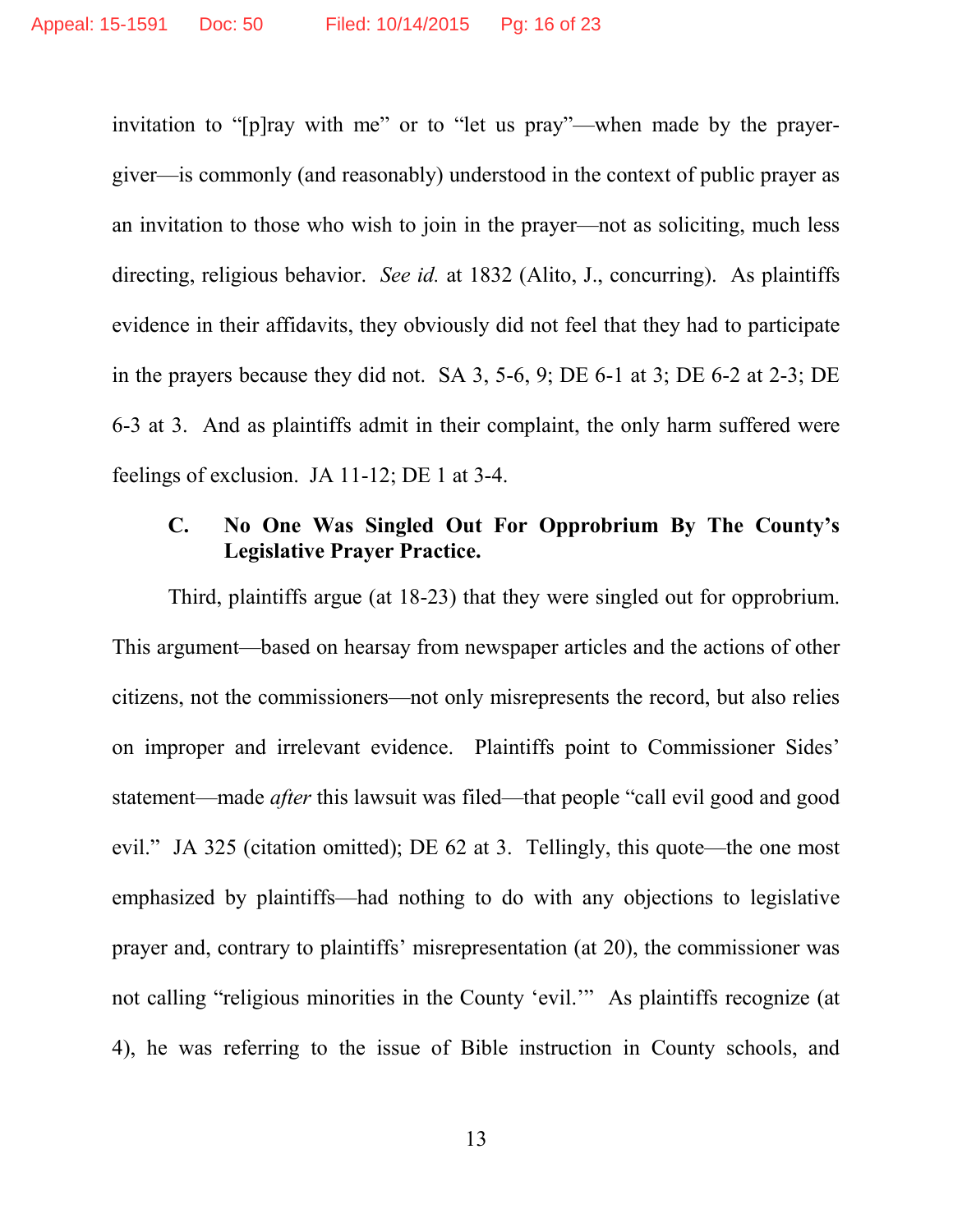invitation to "[p]ray with me" or to "let us pray"—when made by the prayer-giver—is commonly (and reasonably) understood in the context of public prayer as an invitation to those who wish to join in the prayer—not as soliciting, much less directing, religious behavior. *See id.* at 1832 (Alito, J., concurring). As plaintiffs evidence in their affidavits, they obviously did not feel that they had to participate in the prayers because they did not. SA 3, 5-6, 9; DE 6-1 at 3; DE 6-2 at 2-3; DE 6-3 at 3. And as plaintiffs admit in their complaint, the only harm suffered were feelings of exclusion. JA 11-12; DE 1 at 3-4.

### C. No One Was Singled Out For Opprobrium By The County's Legislative Prayer Practice.

Third, plaintiffs argue (at 18-23) that they were singled out for opprobrium. This argument—based on hearsay from newspaper articles and the actions of other citizens, not the commissioners—not only misrepresents the record, but also relies on improper and irrelevant evidence. Plaintiffs point to Commissioner Sides' statement—made *after* this lawsuit was filed—that people "call evil good and good evil." JA 325 (citation omitted); DE 62 at 3. Tellingly, this quote—the one most emphasized by plaintiffs—had nothing to do with any objections to legislative prayer and, contrary to plaintiffs' misrepresentation (at 20), the commissioner was not calling "religious minorities in the County 'evil.'" As plaintiffs recognize (at 4), he was referring to the issue of Bible instruction in County schools, and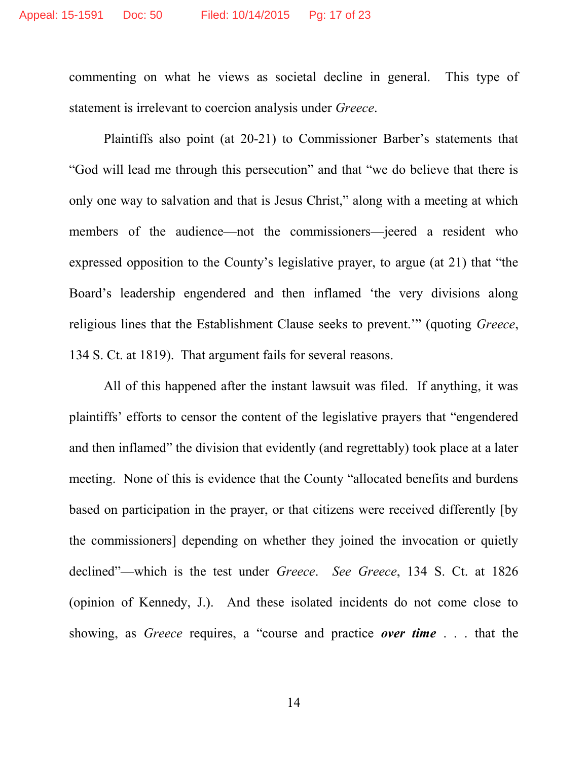commenting on what he views as societal decline in general. This type of statement is irrelevant to coercion analysis under *Greece*.

Plaintiffs also point (at 20-21) to Commissioner Barber's statements that "God will lead me through this persecution" and that "we do believe that there is only one way to salvation and that is Jesus Christ," along with a meeting at which members of the audience—not the commissioners—jeered a resident who expressed opposition to the County's legislative prayer, to argue (at 21) that "the Board's leadership engendered and then inflamed 'the very divisions along religious lines that the Establishment Clause seeks to prevent.'" (quoting *Greece*, 134 S. Ct. at 1819). That argument fails for several reasons.

All of this happened after the instant lawsuit was filed. If anything, it was plaintiffs' efforts to censor the content of the legislative prayers that "engendered and then inflamed" the division that evidently (and regrettably) took place at a later meeting. None of this is evidence that the County "allocated benefits and burdens based on participation in the prayer, or that citizens were received differently [by the commissioners] depending on whether they joined the invocation or quietly declined"—which is the test under *Greece*. *See Greece*, 134 S. Ct. at 1826 (opinion of Kennedy, J.). And these isolated incidents do not come close to showing, as *Greece* requires, a "course and practice ***over time*** . . . that the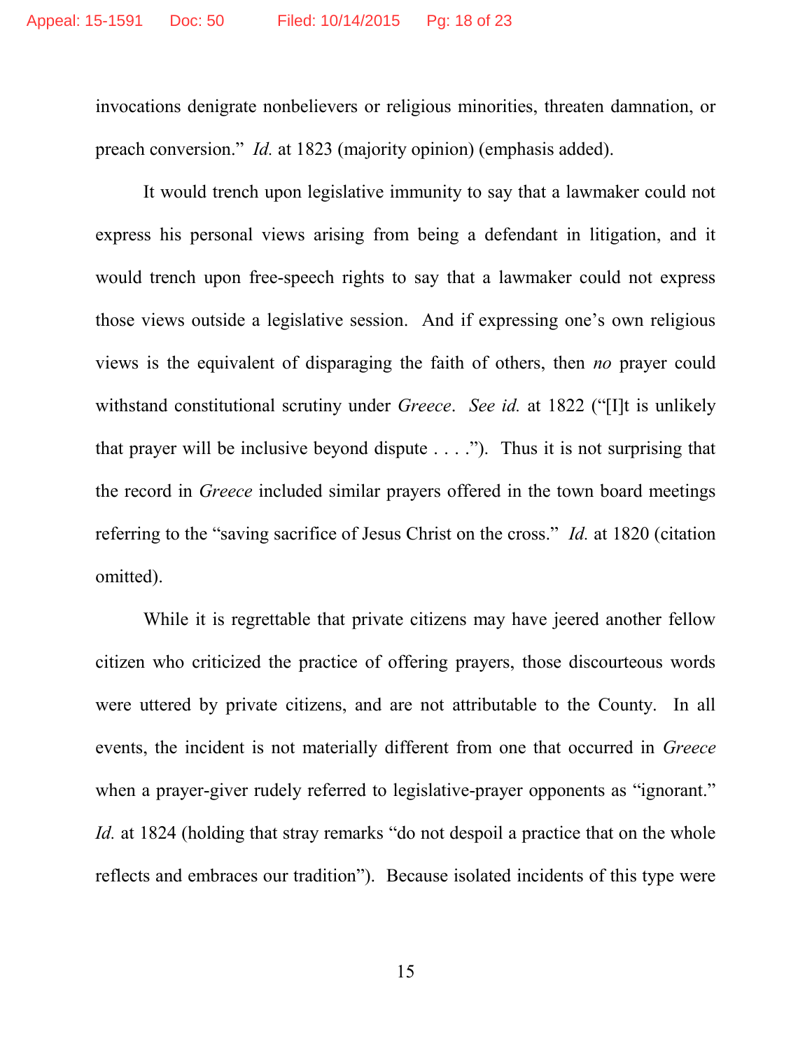invocations denigrate nonbelievers or religious minorities, threaten damnation, or preach conversion." *Id.* at 1823 (majority opinion) (emphasis added).

It would trench upon legislative immunity to say that a lawmaker could not express his personal views arising from being a defendant in litigation, and it would trench upon free-speech rights to say that a lawmaker could not express those views outside a legislative session. And if expressing one's own religious views is the equivalent of disparaging the faith of others, then *no* prayer could withstand constitutional scrutiny under *Greece*. *See id.* at 1822 ("[I]t is unlikely that prayer will be inclusive beyond dispute . . . ."). Thus it is not surprising that the record in *Greece* included similar prayers offered in the town board meetings referring to the "saving sacrifice of Jesus Christ on the cross." *Id.* at 1820 (citation omitted).

While it is regrettable that private citizens may have jeered another fellow citizen who criticized the practice of offering prayers, those discourteous words were uttered by private citizens, and are not attributable to the County. In all events, the incident is not materially different from one that occurred in *Greece* when a prayer-giver rudely referred to legislative-prayer opponents as "ignorant." *Id.* at 1824 (holding that stray remarks "do not despoil a practice that on the whole reflects and embraces our tradition"). Because isolated incidents of this type were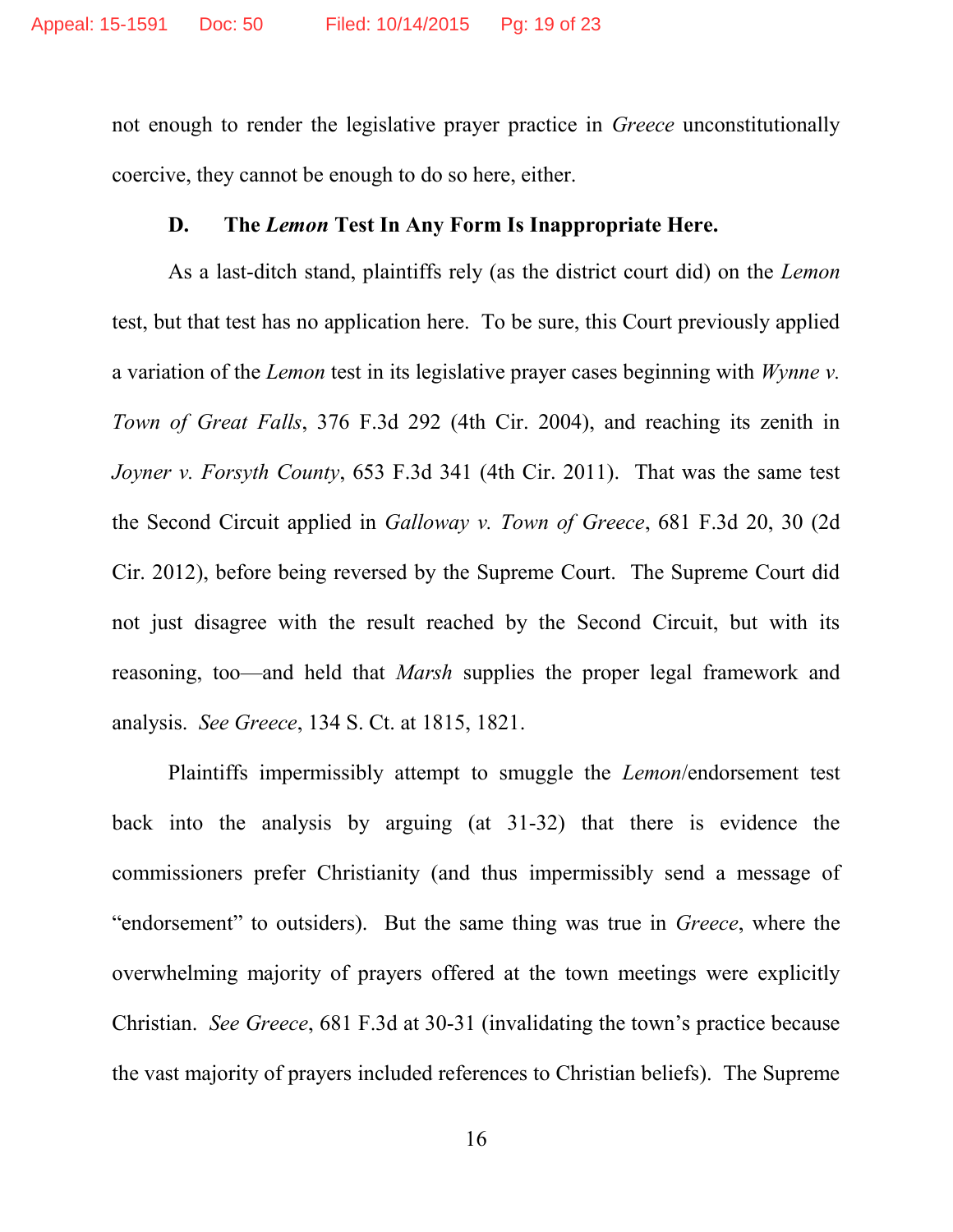not enough to render the legislative prayer practice in *Greece* unconstitutionally coercive, they cannot be enough to do so here, either.

### D. The *Lemon* Test In Any Form Is Inappropriate Here.

As a last-ditch stand, plaintiffs rely (as the district court did) on the *Lemon* test, but that test has no application here. To be sure, this Court previously applied a variation of the *Lemon* test in its legislative prayer cases beginning with *Wynne v. Town of Great Falls*, 376 F.3d 292 (4th Cir. 2004), and reaching its zenith in *Joyner v. Forsyth County*, 653 F.3d 341 (4th Cir. 2011). That was the same test the Second Circuit applied in *Galloway v. Town of Greece*, 681 F.3d 20, 30 (2d Cir. 2012), before being reversed by the Supreme Court. The Supreme Court did not just disagree with the result reached by the Second Circuit, but with its reasoning, too—and held that *Marsh* supplies the proper legal framework and analysis. *See Greece*, 134 S. Ct. at 1815, 1821.

Plaintiffs impermissibly attempt to smuggle the *Lemon*/endorsement test back into the analysis by arguing (at 31-32) that there is evidence the commissioners prefer Christianity (and thus impermissibly send a message of "endorsement" to outsiders). But the same thing was true in *Greece*, where the overwhelming majority of prayers offered at the town meetings were explicitly Christian. *See Greece*, 681 F.3d at 30-31 (invalidating the town's practice because the vast majority of prayers included references to Christian beliefs). The Supreme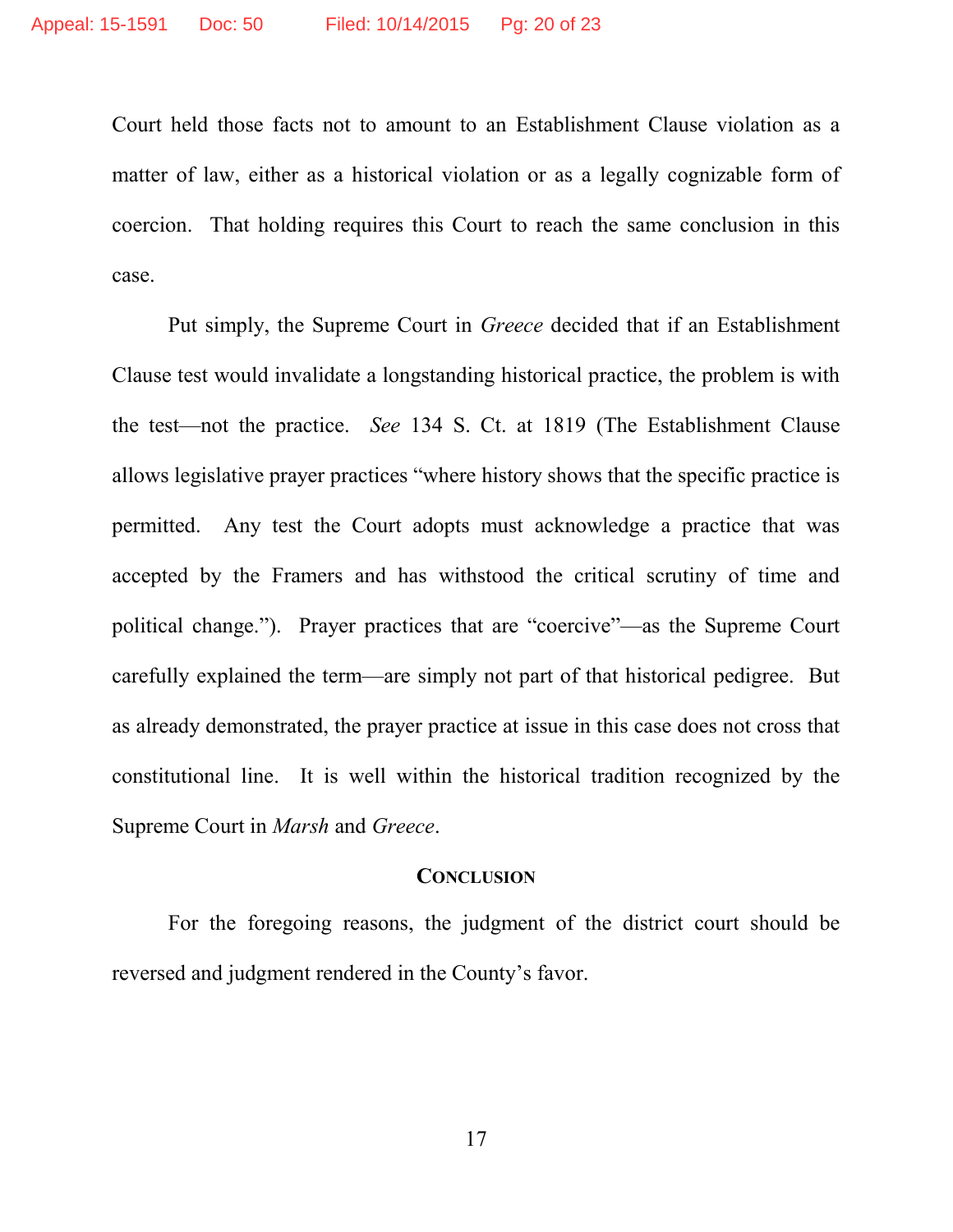Court held those facts not to amount to an Establishment Clause violation as a matter of law, either as a historical violation or as a legally cognizable form of coercion. That holding requires this Court to reach the same conclusion in this case.

Put simply, the Supreme Court in *Greece* decided that if an Establishment Clause test would invalidate a longstanding historical practice, the problem is with the test—not the practice. *See* 134 S. Ct. at 1819 (The Establishment Clause allows legislative prayer practices "where history shows that the specific practice is permitted. Any test the Court adopts must acknowledge a practice that was accepted by the Framers and has withstood the critical scrutiny of time and political change."). Prayer practices that are "coercive"—as the Supreme Court carefully explained the term—are simply not part of that historical pedigree. But as already demonstrated, the prayer practice at issue in this case does not cross that constitutional line. It is well within the historical tradition recognized by the Supreme Court in *Marsh* and *Greece*.

## CONCLUSION

For the foregoing reasons, the judgment of the district court should be reversed and judgment rendered in the County's favor.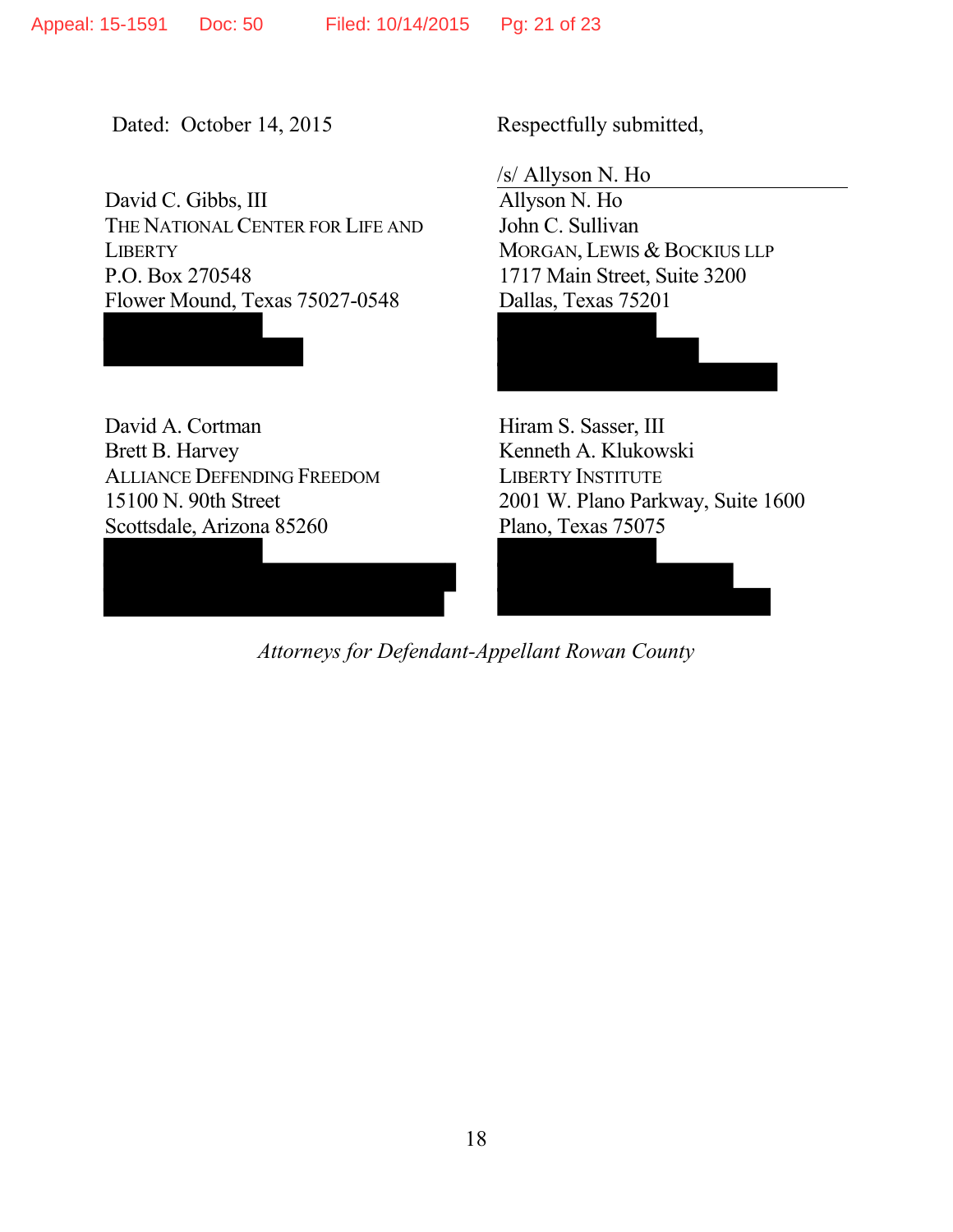Dated: October 14, 2015

Respectfully submitted,

/s/ Allyson N. Ho

Allyson N. Ho
John C. Sullivan
MORGAN, LEWIS & BOCKIUS LLP
1717 Main Street, Suite 3200
Dallas, Texas 75201

David C. Gibbs, III
THE NATIONAL CENTER FOR LIFE AND LIBERTY
P.O. Box 270548
Flower Mound, Texas 75027-0548

David A. Cortman
Brett B. Harvey
ALLIANCE DEFENDING FREEDOM
15100 N. 90th Street
Scottsdale, Arizona 85260

Hiram S. Sasser, III
Kenneth A. Klukowski
LIBERTY INSTITUTE
2001 W. Plano Parkway, Suite 1600
Plano, Texas 75075

*Attorneys for Defendant-Appellant Rowan County*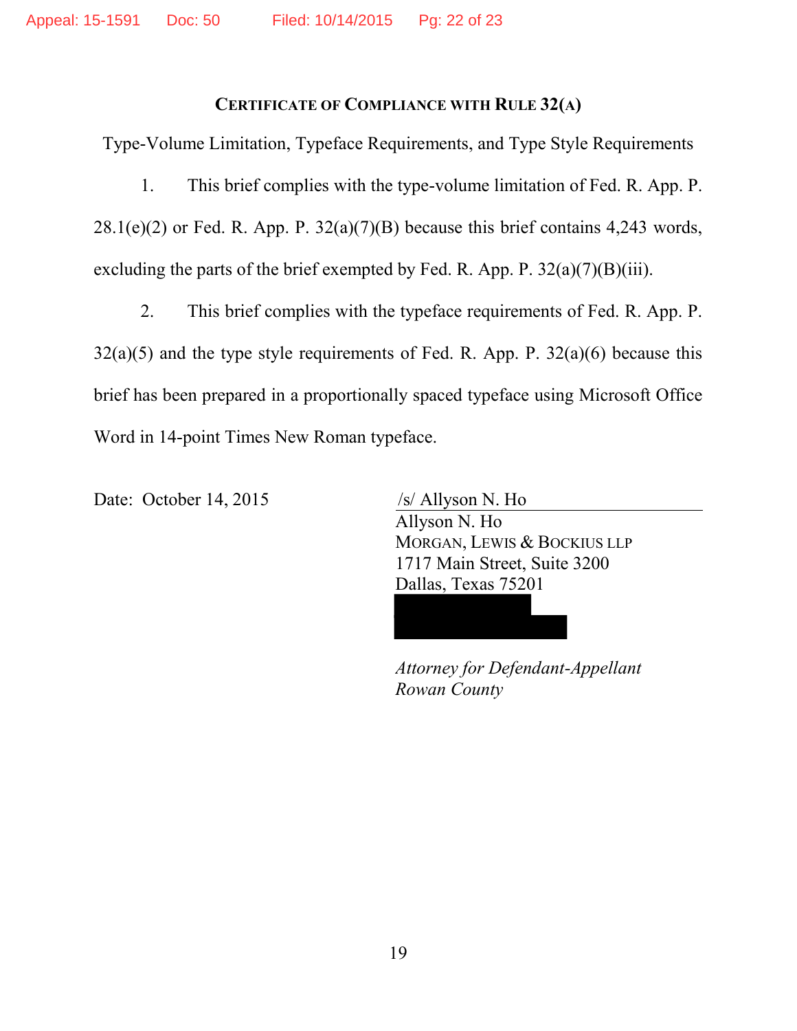## CERTIFICATE OF COMPLIANCE WITH RULE 32(A)

Type-Volume Limitation, Typeface Requirements, and Type Style Requirements

1. This brief complies with the type-volume limitation of Fed. R. App. P. 28.1(e)(2) or Fed. R. App. P. 32(a)(7)(B) because this brief contains 4,243 words, excluding the parts of the brief exempted by Fed. R. App. P. 32(a)(7)(B)(iii).

2. This brief complies with the typeface requirements of Fed. R. App. P. 32(a)(5) and the type style requirements of Fed. R. App. P. 32(a)(6) because this brief has been prepared in a proportionally spaced typeface using Microsoft Office Word in 14-point Times New Roman typeface.

Date: October 14, 2015

/s/ Allyson N. Ho
Allyson N. Ho
MORGAN, LEWIS & BOCKIUS LLP
1717 Main Street, Suite 3200
Dallas, Texas 75201

*Attorney for Defendant-Appellant Rowan County*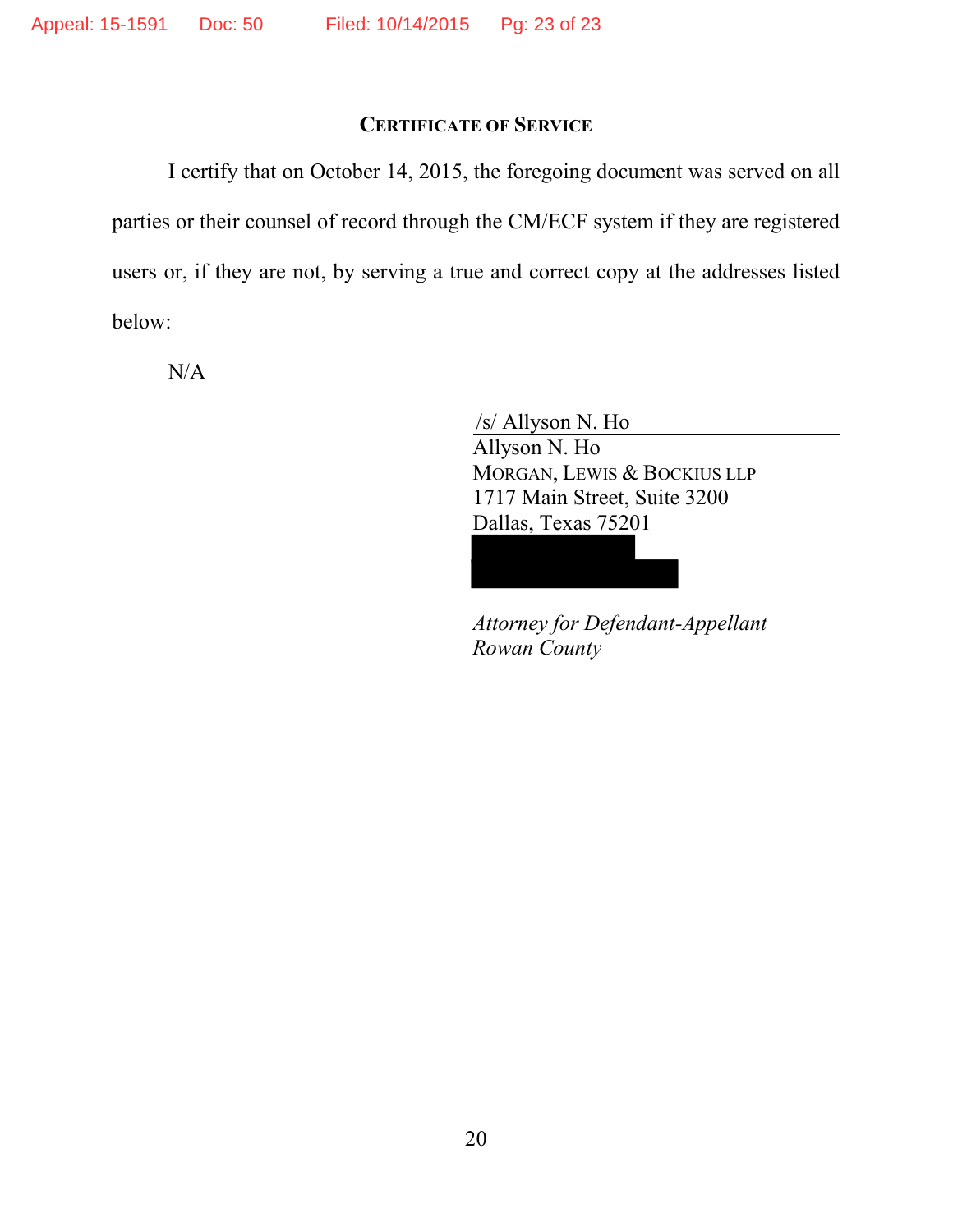## CERTIFICATE OF SERVICE

I certify that on October 14, 2015, the foregoing document was served on all parties or their counsel of record through the CM/ECF system if they are registered users or, if they are not, by serving a true and correct copy at the addresses listed below:

N/A

/s/ Allyson N. Ho
Allyson N. Ho
MORGAN, LEWIS & BOCKIUS LLP
1717 Main Street, Suite 3200
Dallas, Texas 75201

*Attorney for Defendant-Appellant Rowan County*